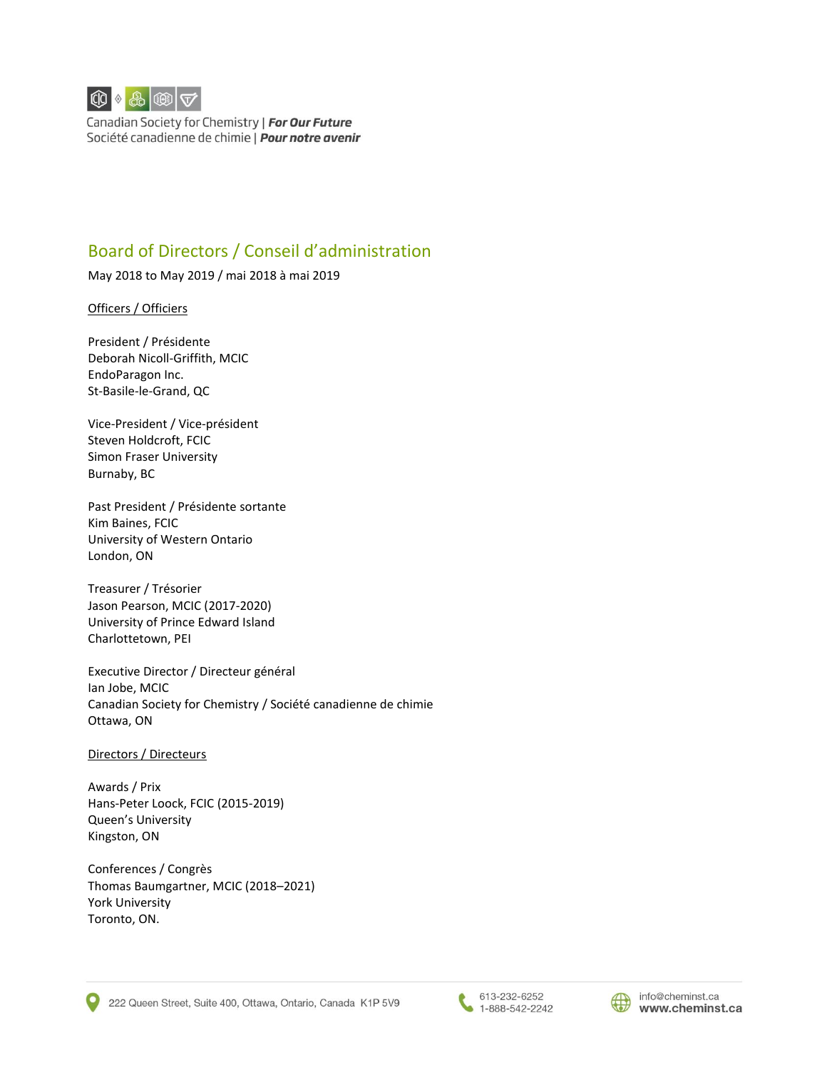Canadian Society for Chemistry | ***For Our Future***
Société canadienne de chimie | ***Pour notre avenir***

## Board of Directors / Conseil d'administration

May 2018 to May 2019 / mai 2018 à mai 2019

Officers / Officiers

President / Présidente
Deborah Nicoll-Griffith, MCIC
EndoParagon Inc.
St-Basile-le-Grand, QC

Vice-President / Vice-président
Steven Holdcroft, FCIC
Simon Fraser University
Burnaby, BC

Past President / Présidente sortante
Kim Baines, FCIC
University of Western Ontario
London, ON

Treasurer / Trésorier
Jason Pearson, MCIC (2017-2020)
University of Prince Edward Island
Charlottetown, PEI

Executive Director / Directeur général
Ian Jobe, MCIC
Canadian Society for Chemistry / Société canadienne de chimie
Ottawa, ON

Directors / Directeurs

Awards / Prix
Hans-Peter Loock, FCIC (2015-2019)
Queen's University
Kingston, ON

Conferences / Congrès
Thomas Baumgartner, MCIC (2018–2021)
York University
Toronto, ON.

222 Queen Street, Suite 400, Ottawa, Ontario, Canada K1P 5V9
613-232-6252
1-888-542-2242
info@cheminst.ca
www.cheminst.ca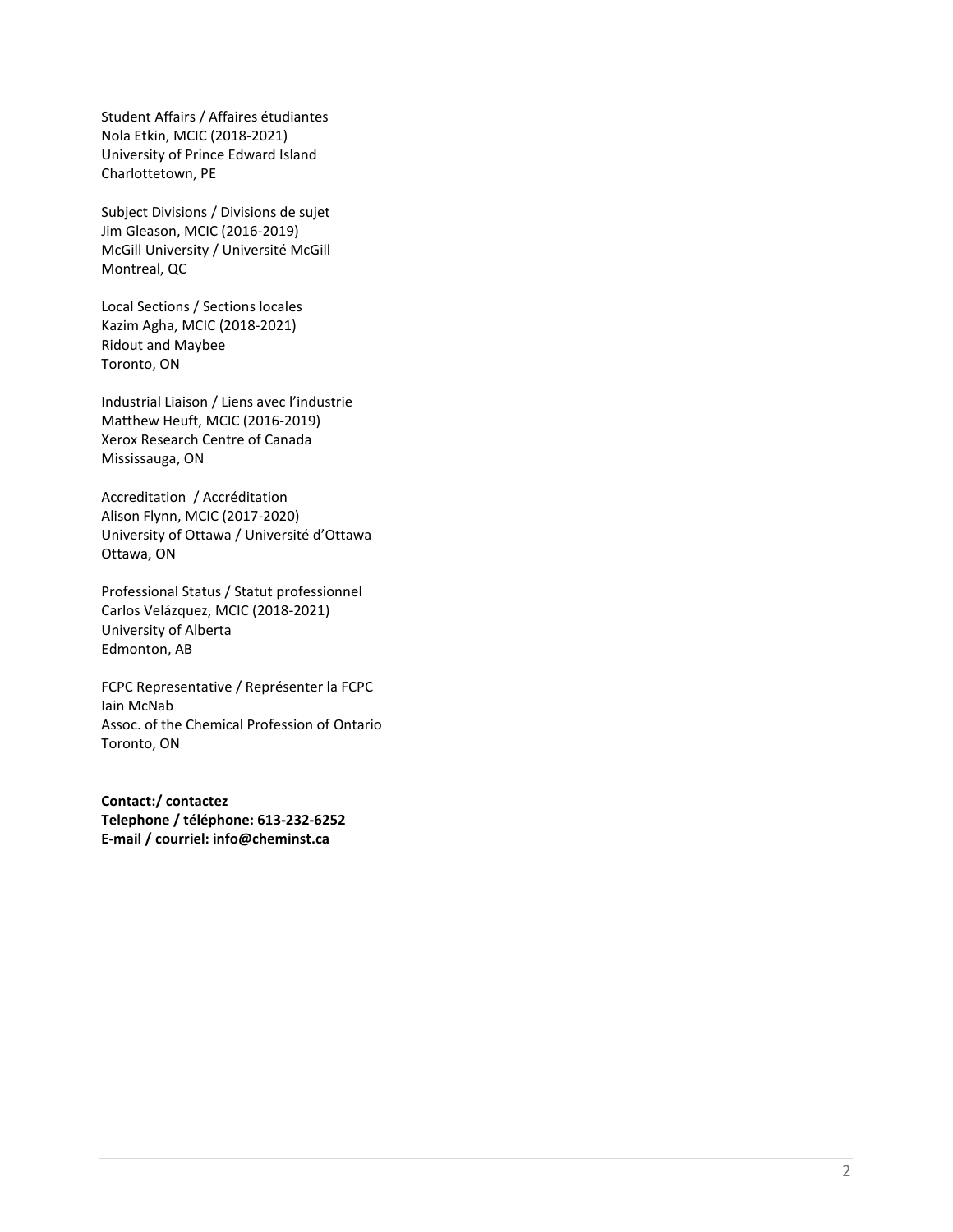Student Affairs / Affaires étudiantes
Nola Etkin, MCIC (2018-2021)
University of Prince Edward Island
Charlottetown, PE

Subject Divisions / Divisions de sujet
Jim Gleason, MCIC (2016-2019)
McGill University / Université McGill
Montreal, QC

Local Sections / Sections locales
Kazim Agha, MCIC (2018-2021)
Ridout and Maybee
Toronto, ON

Industrial Liaison / Liens avec l'industrie
Matthew Heuft, MCIC (2016-2019)
Xerox Research Centre of Canada
Mississauga, ON

Accreditation / Accréditation
Alison Flynn, MCIC (2017-2020)
University of Ottawa / Université d'Ottawa
Ottawa, ON

Professional Status / Statut professionnel
Carlos Velázquez, MCIC (2018-2021)
University of Alberta
Edmonton, AB

FCPC Representative / Représenter la FCPC
Iain McNab
Assoc. of the Chemical Profession of Ontario
Toronto, ON

**Contact:/ contactez**
**Telephone / téléphone: 613-232-6252**
**E-mail / courriel: info@cheminst.ca**